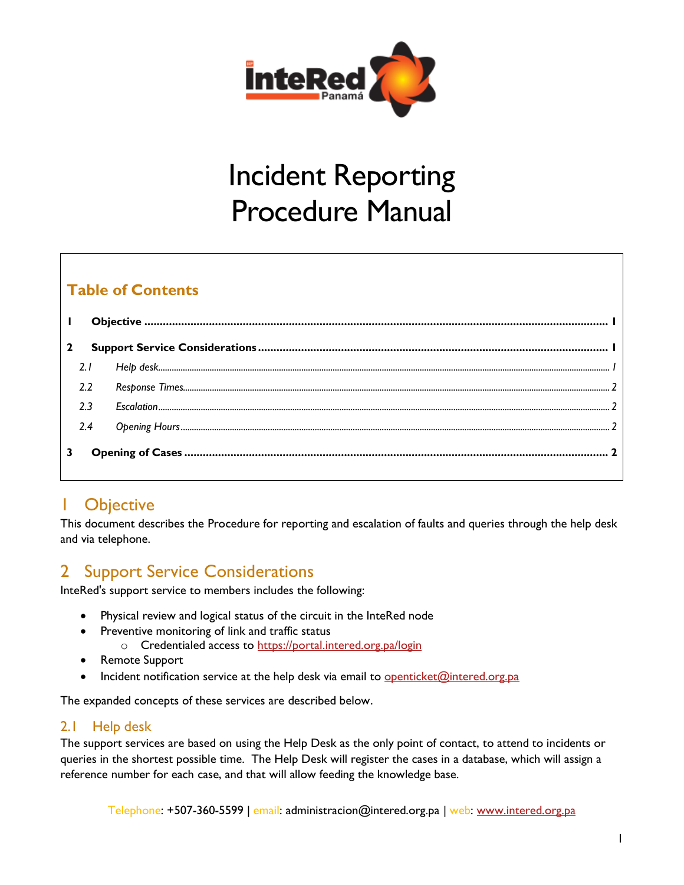# Incident Reporting Procedure Manual

## Table of Contents

1 Objective ..... 1

2 Support Service Considerations ..... 1

- 2.1 Help desk ..... 1
- 2.2 Response Times ..... 2
- 2.3 Escalation ..... 2
- 2.4 Opening Hours ..... 2

3 Opening of Cases ..... 2

# 1 Objective

This document describes the Procedure for reporting and escalation of faults and queries through the help desk and via telephone.

# 2 Support Service Considerations

InteRed's support service to members includes the following:

- Physical review and logical status of the circuit in the InteRed node
- Preventive monitoring of link and traffic status
  - Credentialed access to https://portal.intered.org.pa/login
- Remote Support
- Incident notification service at the help desk via email to openticket@intered.org.pa

The expanded concepts of these services are described below.

## 2.1 Help desk

The support services are based on using the Help Desk as the only point of contact, to attend to incidents or queries in the shortest possible time. The Help Desk will register the cases in a database, which will assign a reference number for each case, and that will allow feeding the knowledge base.

Telephone: +507-360-5599 | email: administracion@intered.org.pa | web: www.intered.org.pa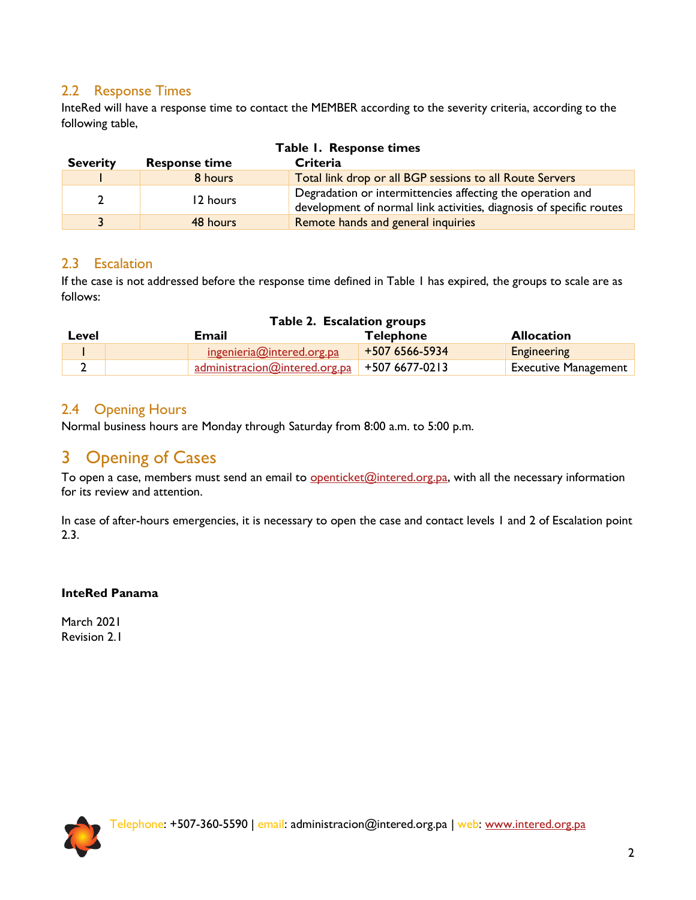## 2.2 Response Times

InteRed will have a response time to contact the MEMBER according to the severity criteria, according to the following table,

**Table 1. Response times**

| Severity | Response time | Criteria |
|---|---|---|
| 1 | 8 hours | Total link drop or all BGP sessions to all Route Servers |
| 2 | 12 hours | Degradation or intermittencies affecting the operation and development of normal link activities, diagnosis of specific routes |
| 3 | 48 hours | Remote hands and general inquiries |

## 2.3 Escalation

If the case is not addressed before the response time defined in Table 1 has expired, the groups to scale are as follows:

**Table 2. Escalation groups**

| Level | | Email | Telephone | Allocation |
|---|---|---|---|---|
| 1 | | ingenieria@intered.org.pa | +507 6566-5934 | Engineering |
| 2 | | administracion@intered.org.pa | +507 6677-0213 | Executive Management |

## 2.4 Opening Hours

Normal business hours are Monday through Saturday from 8:00 a.m. to 5:00 p.m.

# 3 Opening of Cases

To open a case, members must send an email to openticket@intered.org.pa, with all the necessary information for its review and attention.

In case of after-hours emergencies, it is necessary to open the case and contact levels 1 and 2 of Escalation point 2.3.

**InteRed Panama**

March 2021
Revision 2.1